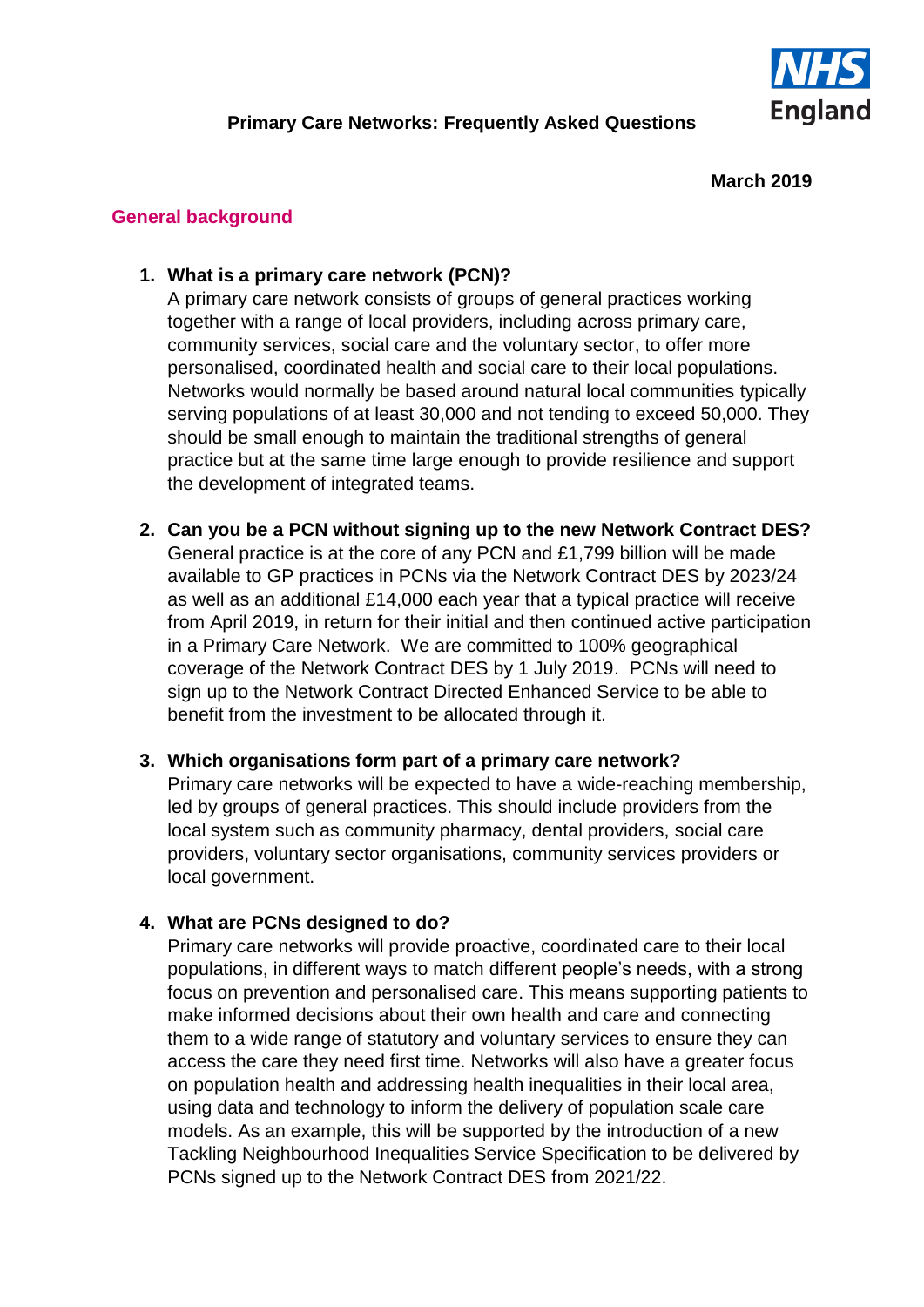# Primary Care Networks: Frequently Asked Questions

**March 2019**

## General background

1. **What is a primary care network (PCN)?**
   A primary care network consists of groups of general practices working together with a range of local providers, including across primary care, community services, social care and the voluntary sector, to offer more personalised, coordinated health and social care to their local populations. Networks would normally be based around natural local communities typically serving populations of at least 30,000 and not tending to exceed 50,000. They should be small enough to maintain the traditional strengths of general practice but at the same time large enough to provide resilience and support the development of integrated teams.

2. **Can you be a PCN without signing up to the new Network Contract DES?**
   General practice is at the core of any PCN and £1,799 billion will be made available to GP practices in PCNs via the Network Contract DES by 2023/24 as well as an additional £14,000 each year that a typical practice will receive from April 2019, in return for their initial and then continued active participation in a Primary Care Network. We are committed to 100% geographical coverage of the Network Contract DES by 1 July 2019. PCNs will need to sign up to the Network Contract Directed Enhanced Service to be able to benefit from the investment to be allocated through it.

3. **Which organisations form part of a primary care network?**
   Primary care networks will be expected to have a wide-reaching membership, led by groups of general practices. This should include providers from the local system such as community pharmacy, dental providers, social care providers, voluntary sector organisations, community services providers or local government.

4. **What are PCNs designed to do?**
   Primary care networks will provide proactive, coordinated care to their local populations, in different ways to match different people's needs, with a strong focus on prevention and personalised care. This means supporting patients to make informed decisions about their own health and care and connecting them to a wide range of statutory and voluntary services to ensure they can access the care they need first time. Networks will also have a greater focus on population health and addressing health inequalities in their local area, using data and technology to inform the delivery of population scale care models. As an example, this will be supported by the introduction of a new Tackling Neighbourhood Inequalities Service Specification to be delivered by PCNs signed up to the Network Contract DES from 2021/22.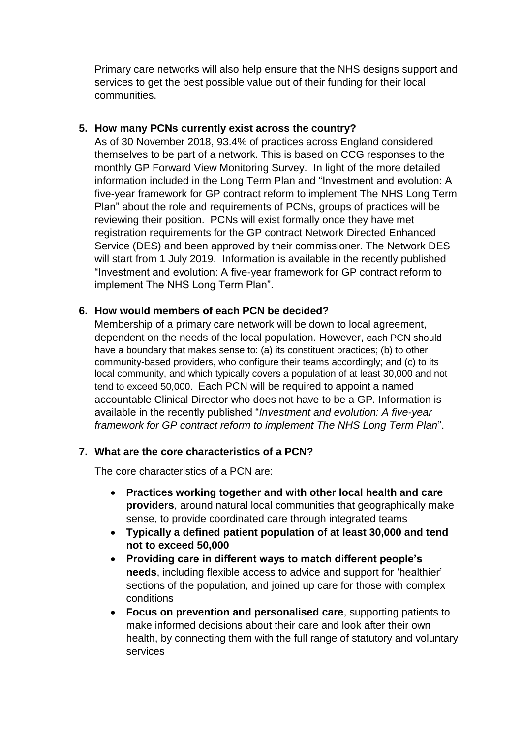Primary care networks will also help ensure that the NHS designs support and services to get the best possible value out of their funding for their local communities.

5. **How many PCNs currently exist across the country?**

   As of 30 November 2018, 93.4% of practices across England considered themselves to be part of a network. This is based on CCG responses to the monthly GP Forward View Monitoring Survey. In light of the more detailed information included in the Long Term Plan and "Investment and evolution: A five-year framework for GP contract reform to implement The NHS Long Term Plan" about the role and requirements of PCNs, groups of practices will be reviewing their position. PCNs will exist formally once they have met registration requirements for the GP contract Network Directed Enhanced Service (DES) and been approved by their commissioner. The Network DES will start from 1 July 2019. Information is available in the recently published "Investment and evolution: A five-year framework for GP contract reform to implement The NHS Long Term Plan".

6. **How would members of each PCN be decided?**

   Membership of a primary care network will be down to local agreement, dependent on the needs of the local population. However, each PCN should have a boundary that makes sense to: (a) its constituent practices; (b) to other community-based providers, who configure their teams accordingly; and (c) to its local community, and which typically covers a population of at least 30,000 and not tend to exceed 50,000. Each PCN will be required to appoint a named accountable Clinical Director who does not have to be a GP. Information is available in the recently published "*Investment and evolution: A five-year framework for GP contract reform to implement The NHS Long Term Plan*".

7. **What are the core characteristics of a PCN?**

   The core characteristics of a PCN are:

   - **Practices working together and with other local health and care providers**, around natural local communities that geographically make sense, to provide coordinated care through integrated teams
   - **Typically a defined patient population of at least 30,000 and tend not to exceed 50,000**
   - **Providing care in different ways to match different people's needs**, including flexible access to advice and support for 'healthier' sections of the population, and joined up care for those with complex conditions
   - **Focus on prevention and personalised care**, supporting patients to make informed decisions about their care and look after their own health, by connecting them with the full range of statutory and voluntary services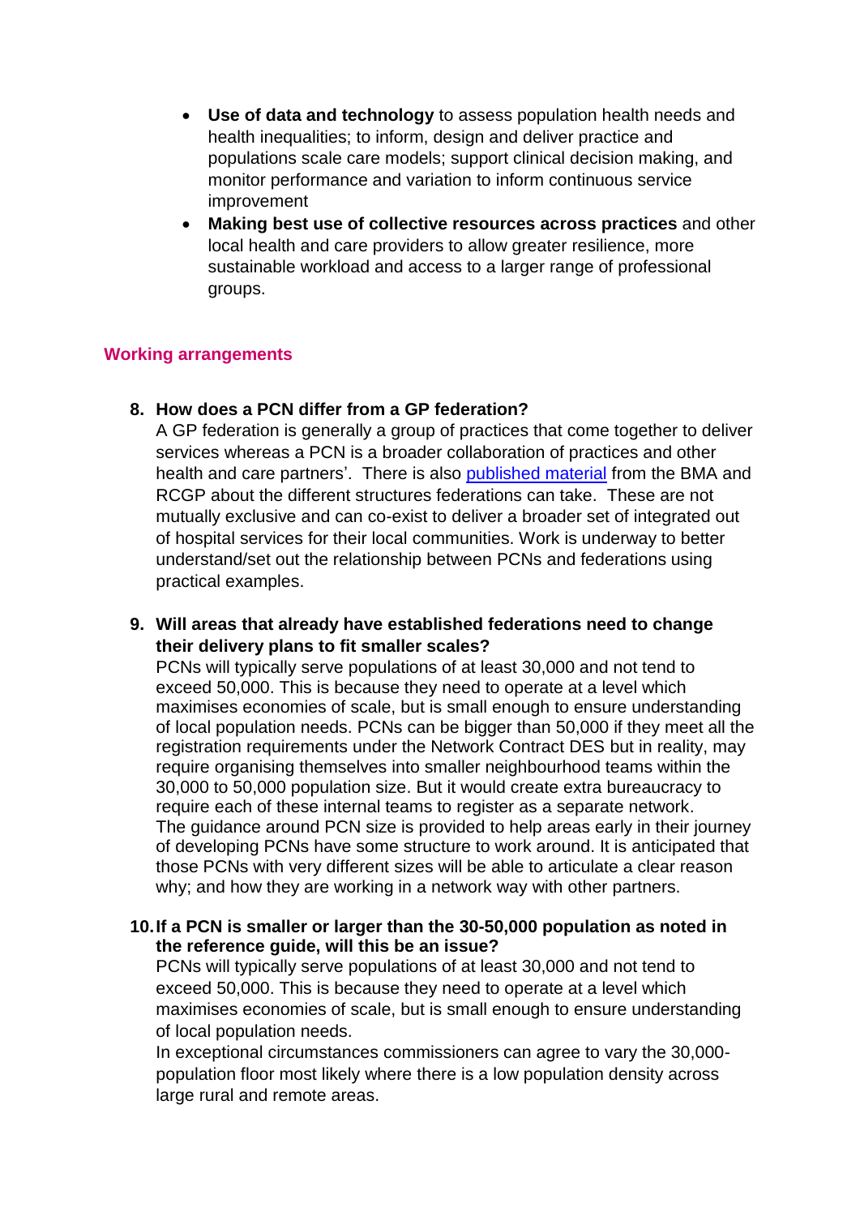- **Use of data and technology** to assess population health needs and health inequalities; to inform, design and deliver practice and populations scale care models; support clinical decision making, and monitor performance and variation to inform continuous service improvement
- **Making best use of collective resources across practices** and other local health and care providers to allow greater resilience, more sustainable workload and access to a larger range of professional groups.

## Working arrangements

8. **How does a PCN differ from a GP federation?**
   A GP federation is generally a group of practices that come together to deliver services whereas a PCN is a broader collaboration of practices and other health and care partners'. There is also published material from the BMA and RCGP about the different structures federations can take. These are not mutually exclusive and can co-exist to deliver a broader set of integrated out of hospital services for their local communities. Work is underway to better understand/set out the relationship between PCNs and federations using practical examples.

9. **Will areas that already have established federations need to change their delivery plans to fit smaller scales?**
   PCNs will typically serve populations of at least 30,000 and not tend to exceed 50,000. This is because they need to operate at a level which maximises economies of scale, but is small enough to ensure understanding of local population needs. PCNs can be bigger than 50,000 if they meet all the registration requirements under the Network Contract DES but in reality, may require organising themselves into smaller neighbourhood teams within the 30,000 to 50,000 population size. But it would create extra bureaucracy to require each of these internal teams to register as a separate network.
   The guidance around PCN size is provided to help areas early in their journey of developing PCNs have some structure to work around. It is anticipated that those PCNs with very different sizes will be able to articulate a clear reason why; and how they are working in a network way with other partners.

10. **If a PCN is smaller or larger than the 30-50,000 population as noted in the reference guide, will this be an issue?**
    PCNs will typically serve populations of at least 30,000 and not tend to exceed 50,000. This is because they need to operate at a level which maximises economies of scale, but is small enough to ensure understanding of local population needs.
    In exceptional circumstances commissioners can agree to vary the 30,000-population floor most likely where there is a low population density across large rural and remote areas.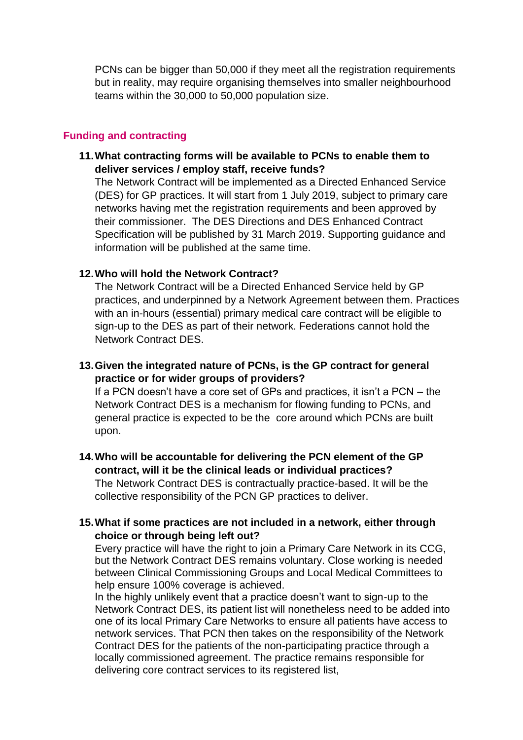PCNs can be bigger than 50,000 if they meet all the registration requirements but in reality, may require organising themselves into smaller neighbourhood teams within the 30,000 to 50,000 population size.

## Funding and contracting

11. **What contracting forms will be available to PCNs to enable them to deliver services / employ staff, receive funds?**
The Network Contract will be implemented as a Directed Enhanced Service (DES) for GP practices. It will start from 1 July 2019, subject to primary care networks having met the registration requirements and been approved by their commissioner. The DES Directions and DES Enhanced Contract Specification will be published by 31 March 2019. Supporting guidance and information will be published at the same time.

12. **Who will hold the Network Contract?**
The Network Contract will be a Directed Enhanced Service held by GP practices, and underpinned by a Network Agreement between them. Practices with an in-hours (essential) primary medical care contract will be eligible to sign-up to the DES as part of their network. Federations cannot hold the Network Contract DES.

13. **Given the integrated nature of PCNs, is the GP contract for general practice or for wider groups of providers?**
If a PCN doesn't have a core set of GPs and practices, it isn't a PCN – the Network Contract DES is a mechanism for flowing funding to PCNs, and general practice is expected to be the core around which PCNs are built upon.

14. **Who will be accountable for delivering the PCN element of the GP contract, will it be the clinical leads or individual practices?**
The Network Contract DES is contractually practice-based. It will be the collective responsibility of the PCN GP practices to deliver.

15. **What if some practices are not included in a network, either through choice or through being left out?**
Every practice will have the right to join a Primary Care Network in its CCG, but the Network Contract DES remains voluntary. Close working is needed between Clinical Commissioning Groups and Local Medical Committees to help ensure 100% coverage is achieved.
In the highly unlikely event that a practice doesn't want to sign-up to the Network Contract DES, its patient list will nonetheless need to be added into one of its local Primary Care Networks to ensure all patients have access to network services. That PCN then takes on the responsibility of the Network Contract DES for the patients of the non-participating practice through a locally commissioned agreement. The practice remains responsible for delivering core contract services to its registered list,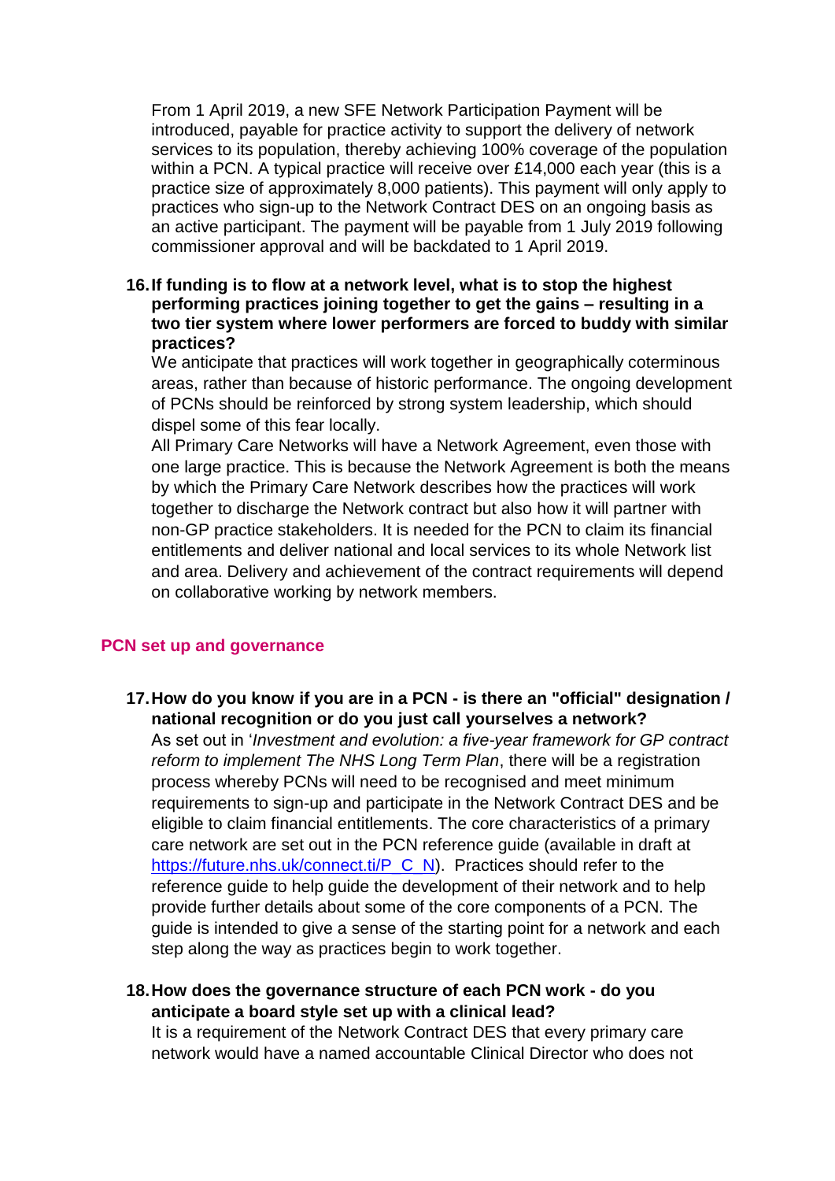From 1 April 2019, a new SFE Network Participation Payment will be introduced, payable for practice activity to support the delivery of network services to its population, thereby achieving 100% coverage of the population within a PCN. A typical practice will receive over £14,000 each year (this is a practice size of approximately 8,000 patients). This payment will only apply to practices who sign-up to the Network Contract DES on an ongoing basis as an active participant. The payment will be payable from 1 July 2019 following commissioner approval and will be backdated to 1 April 2019.

16. **If funding is to flow at a network level, what is to stop the highest performing practices joining together to get the gains – resulting in a two tier system where lower performers are forced to buddy with similar practices?**

    We anticipate that practices will work together in geographically coterminous areas, rather than because of historic performance. The ongoing development of PCNs should be reinforced by strong system leadership, which should dispel some of this fear locally.

    All Primary Care Networks will have a Network Agreement, even those with one large practice. This is because the Network Agreement is both the means by which the Primary Care Network describes how the practices will work together to discharge the Network contract but also how it will partner with non-GP practice stakeholders. It is needed for the PCN to claim its financial entitlements and deliver national and local services to its whole Network list and area. Delivery and achievement of the contract requirements will depend on collaborative working by network members.

## PCN set up and governance

17. **How do you know if you are in a PCN - is there an "official" designation / national recognition or do you just call yourselves a network?**

    As set out in '*Investment and evolution: a five-year framework for GP contract reform to implement The NHS Long Term Plan*, there will be a registration process whereby PCNs will need to be recognised and meet minimum requirements to sign-up and participate in the Network Contract DES and be eligible to claim financial entitlements. The core characteristics of a primary care network are set out in the PCN reference guide (available in draft at https://future.nhs.uk/connect.ti/P_C_N). Practices should refer to the reference guide to help guide the development of their network and to help provide further details about some of the core components of a PCN. The guide is intended to give a sense of the starting point for a network and each step along the way as practices begin to work together.

18. **How does the governance structure of each PCN work - do you anticipate a board style set up with a clinical lead?**

    It is a requirement of the Network Contract DES that every primary care network would have a named accountable Clinical Director who does not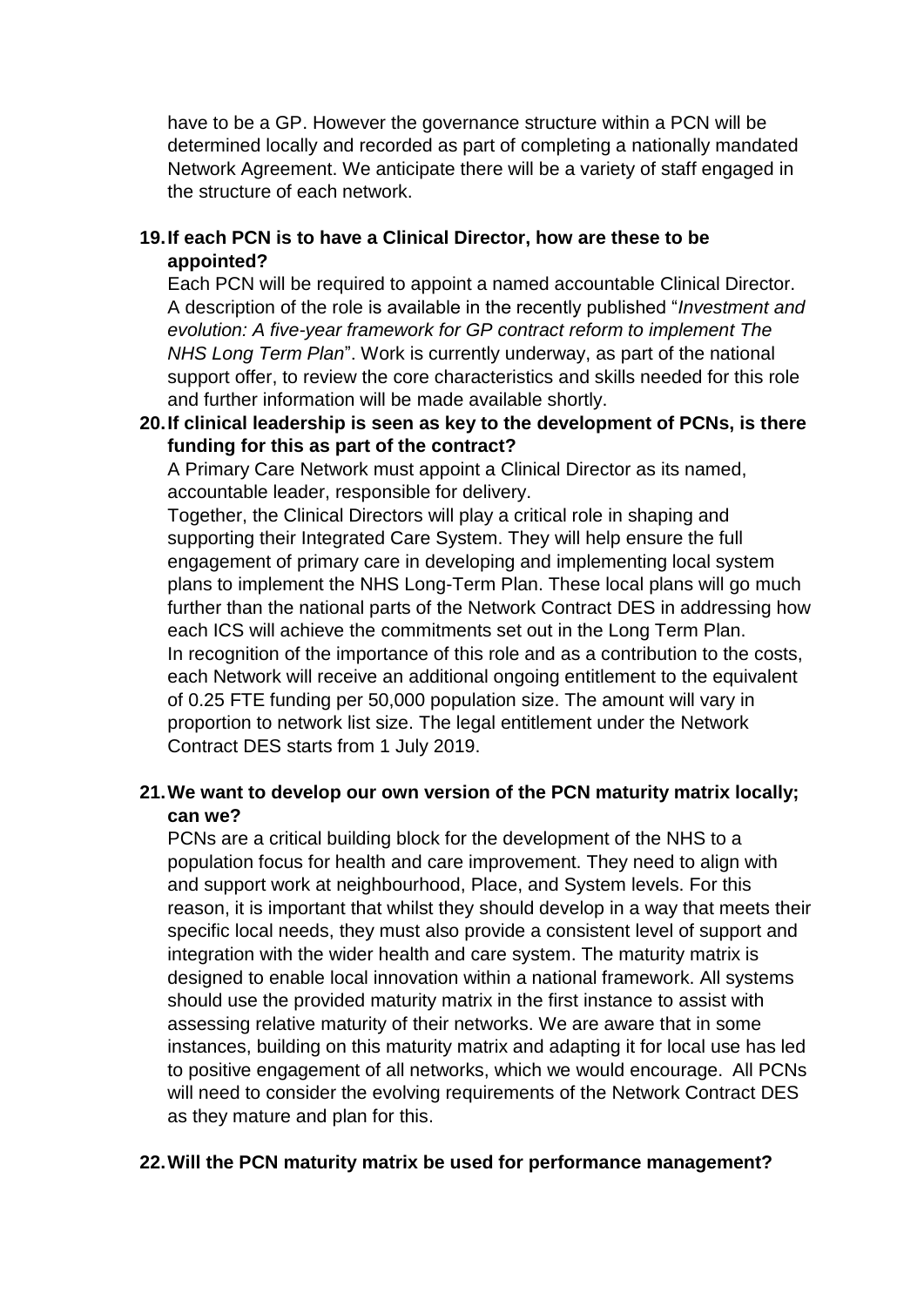have to be a GP. However the governance structure within a PCN will be determined locally and recorded as part of completing a nationally mandated Network Agreement. We anticipate there will be a variety of staff engaged in the structure of each network.

**19. If each PCN is to have a Clinical Director, how are these to be appointed?**

Each PCN will be required to appoint a named accountable Clinical Director. A description of the role is available in the recently published "*Investment and evolution: A five-year framework for GP contract reform to implement The NHS Long Term Plan*". Work is currently underway, as part of the national support offer, to review the core characteristics and skills needed for this role and further information will be made available shortly.

**20. If clinical leadership is seen as key to the development of PCNs, is there funding for this as part of the contract?**

A Primary Care Network must appoint a Clinical Director as its named, accountable leader, responsible for delivery.

Together, the Clinical Directors will play a critical role in shaping and supporting their Integrated Care System. They will help ensure the full engagement of primary care in developing and implementing local system plans to implement the NHS Long-Term Plan. These local plans will go much further than the national parts of the Network Contract DES in addressing how each ICS will achieve the commitments set out in the Long Term Plan.

In recognition of the importance of this role and as a contribution to the costs, each Network will receive an additional ongoing entitlement to the equivalent of 0.25 FTE funding per 50,000 population size. The amount will vary in proportion to network list size. The legal entitlement under the Network Contract DES starts from 1 July 2019.

**21. We want to develop our own version of the PCN maturity matrix locally; can we?**

PCNs are a critical building block for the development of the NHS to a population focus for health and care improvement. They need to align with and support work at neighbourhood, Place, and System levels. For this reason, it is important that whilst they should develop in a way that meets their specific local needs, they must also provide a consistent level of support and integration with the wider health and care system. The maturity matrix is designed to enable local innovation within a national framework. All systems should use the provided maturity matrix in the first instance to assist with assessing relative maturity of their networks. We are aware that in some instances, building on this maturity matrix and adapting it for local use has led to positive engagement of all networks, which we would encourage. All PCNs will need to consider the evolving requirements of the Network Contract DES as they mature and plan for this.

**22. Will the PCN maturity matrix be used for performance management?**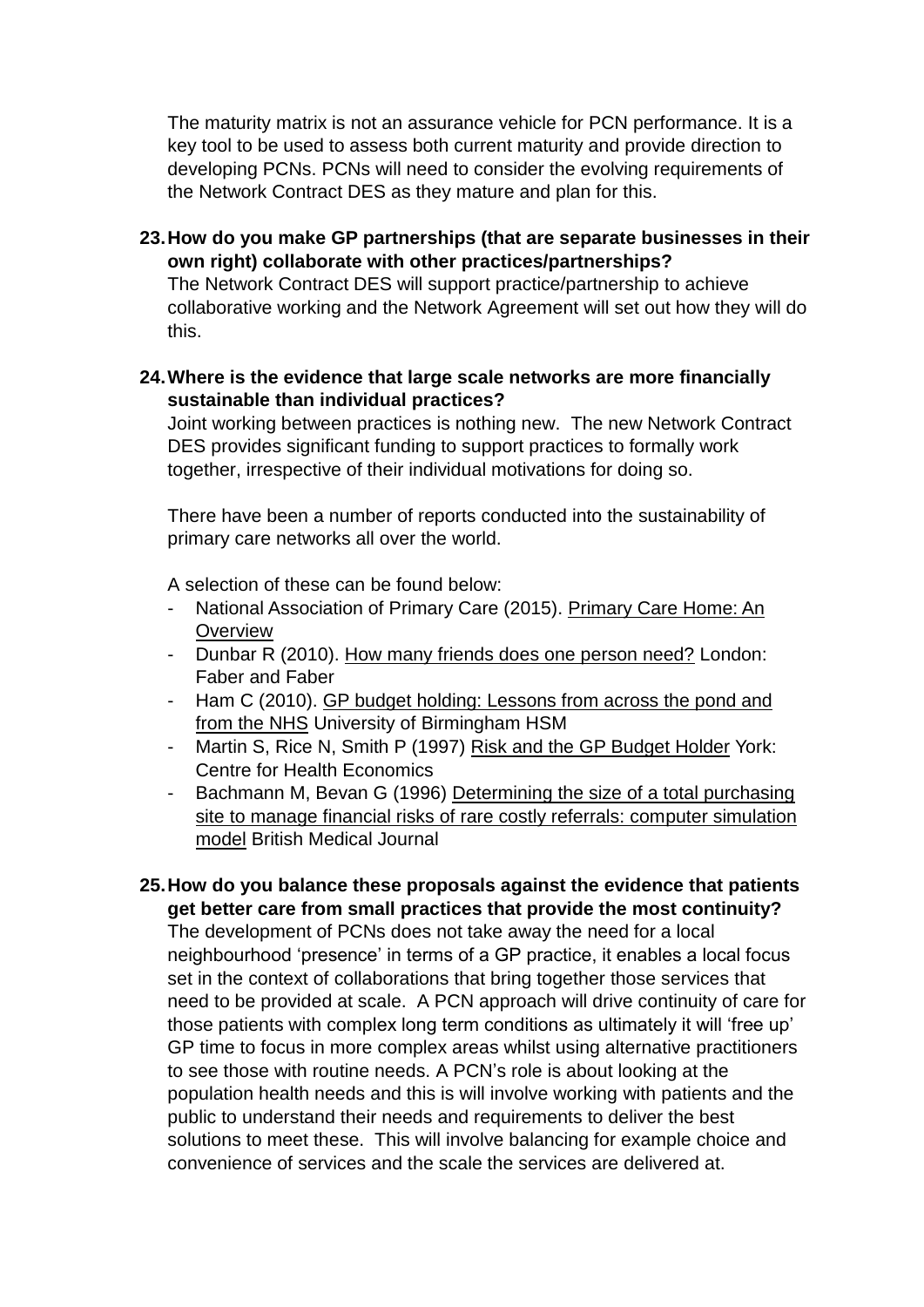The maturity matrix is not an assurance vehicle for PCN performance. It is a key tool to be used to assess both current maturity and provide direction to developing PCNs. PCNs will need to consider the evolving requirements of the Network Contract DES as they mature and plan for this.

**23. How do you make GP partnerships (that are separate businesses in their own right) collaborate with other practices/partnerships?**

The Network Contract DES will support practice/partnership to achieve collaborative working and the Network Agreement will set out how they will do this.

**24. Where is the evidence that large scale networks are more financially sustainable than individual practices?**

Joint working between practices is nothing new. The new Network Contract DES provides significant funding to support practices to formally work together, irrespective of their individual motivations for doing so.

There have been a number of reports conducted into the sustainability of primary care networks all over the world.

A selection of these can be found below:

- National Association of Primary Care (2015). Primary Care Home: An Overview
- Dunbar R (2010). How many friends does one person need? London: Faber and Faber
- Ham C (2010). GP budget holding: Lessons from across the pond and from the NHS University of Birmingham HSM
- Martin S, Rice N, Smith P (1997) Risk and the GP Budget Holder York: Centre for Health Economics
- Bachmann M, Bevan G (1996) Determining the size of a total purchasing site to manage financial risks of rare costly referrals: computer simulation model British Medical Journal

**25. How do you balance these proposals against the evidence that patients get better care from small practices that provide the most continuity?**

The development of PCNs does not take away the need for a local neighbourhood 'presence' in terms of a GP practice, it enables a local focus set in the context of collaborations that bring together those services that need to be provided at scale. A PCN approach will drive continuity of care for those patients with complex long term conditions as ultimately it will 'free up' GP time to focus in more complex areas whilst using alternative practitioners to see those with routine needs. A PCN's role is about looking at the population health needs and this is will involve working with patients and the public to understand their needs and requirements to deliver the best solutions to meet these. This will involve balancing for example choice and convenience of services and the scale the services are delivered at.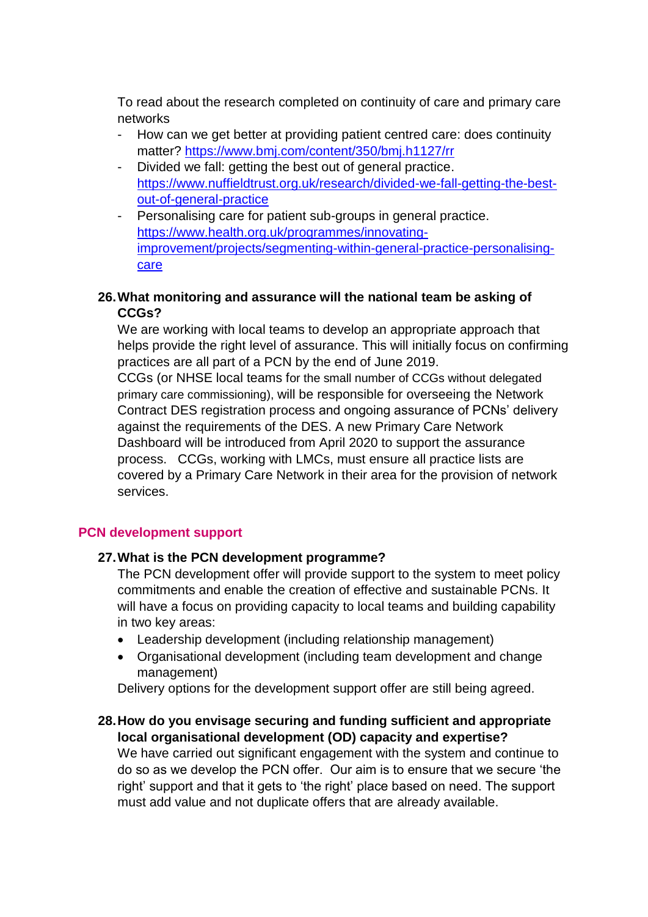To read about the research completed on continuity of care and primary care networks

- How can we get better at providing patient centred care: does continuity matter? https://www.bmj.com/content/350/bmj.h1127/rr
- Divided we fall: getting the best out of general practice. https://www.nuffieldtrust.org.uk/research/divided-we-fall-getting-the-best-out-of-general-practice
- Personalising care for patient sub-groups in general practice. https://www.health.org.uk/programmes/innovating-improvement/projects/segmenting-within-general-practice-personalising-care

**26. What monitoring and assurance will the national team be asking of CCGs?**

We are working with local teams to develop an appropriate approach that helps provide the right level of assurance. This will initially focus on confirming practices are all part of a PCN by the end of June 2019.

CCGs (or NHSE local teams for the small number of CCGs without delegated primary care commissioning), will be responsible for overseeing the Network Contract DES registration process and ongoing assurance of PCNs' delivery against the requirements of the DES. A new Primary Care Network Dashboard will be introduced from April 2020 to support the assurance process. CCGs, working with LMCs, must ensure all practice lists are covered by a Primary Care Network in their area for the provision of network services.

## PCN development support

**27. What is the PCN development programme?**

The PCN development offer will provide support to the system to meet policy commitments and enable the creation of effective and sustainable PCNs. It will have a focus on providing capacity to local teams and building capability in two key areas:

- Leadership development (including relationship management)
- Organisational development (including team development and change management)

Delivery options for the development support offer are still being agreed.

**28. How do you envisage securing and funding sufficient and appropriate local organisational development (OD) capacity and expertise?**

We have carried out significant engagement with the system and continue to do so as we develop the PCN offer. Our aim is to ensure that we secure 'the right' support and that it gets to 'the right' place based on need. The support must add value and not duplicate offers that are already available.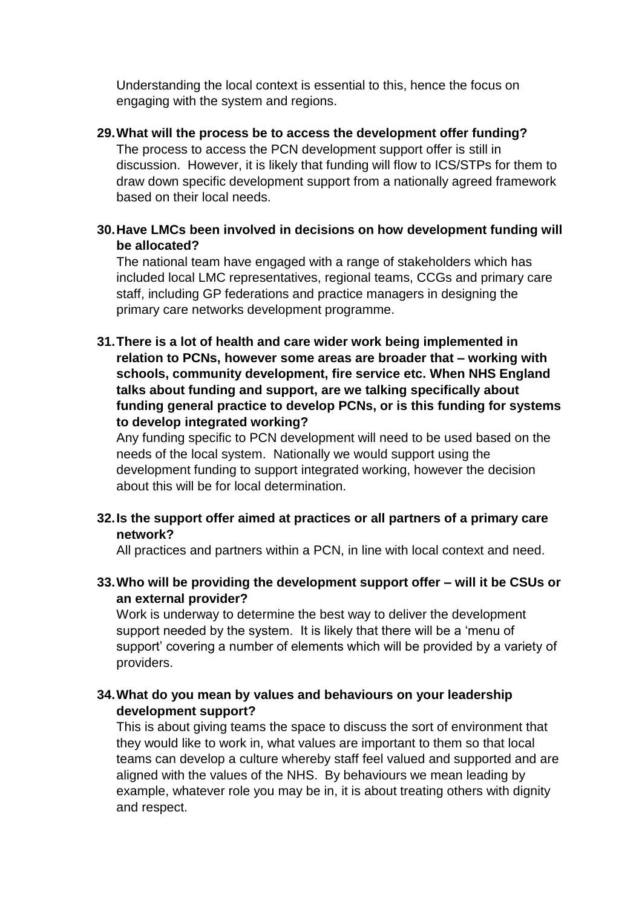Understanding the local context is essential to this, hence the focus on engaging with the system and regions.

29. **What will the process be to access the development offer funding?**
    The process to access the PCN development support offer is still in discussion. However, it is likely that funding will flow to ICS/STPs for them to draw down specific development support from a nationally agreed framework based on their local needs.

30. **Have LMCs been involved in decisions on how development funding will be allocated?**
    The national team have engaged with a range of stakeholders which has included local LMC representatives, regional teams, CCGs and primary care staff, including GP federations and practice managers in designing the primary care networks development programme.

31. **There is a lot of health and care wider work being implemented in relation to PCNs, however some areas are broader that – working with schools, community development, fire service etc. When NHS England talks about funding and support, are we talking specifically about funding general practice to develop PCNs, or is this funding for systems to develop integrated working?**
    Any funding specific to PCN development will need to be used based on the needs of the local system. Nationally we would support using the development funding to support integrated working, however the decision about this will be for local determination.

32. **Is the support offer aimed at practices or all partners of a primary care network?**
    All practices and partners within a PCN, in line with local context and need.

33. **Who will be providing the development support offer – will it be CSUs or an external provider?**
    Work is underway to determine the best way to deliver the development support needed by the system. It is likely that there will be a 'menu of support' covering a number of elements which will be provided by a variety of providers.

34. **What do you mean by values and behaviours on your leadership development support?**
    This is about giving teams the space to discuss the sort of environment that they would like to work in, what values are important to them so that local teams can develop a culture whereby staff feel valued and supported and are aligned with the values of the NHS. By behaviours we mean leading by example, whatever role you may be in, it is about treating others with dignity and respect.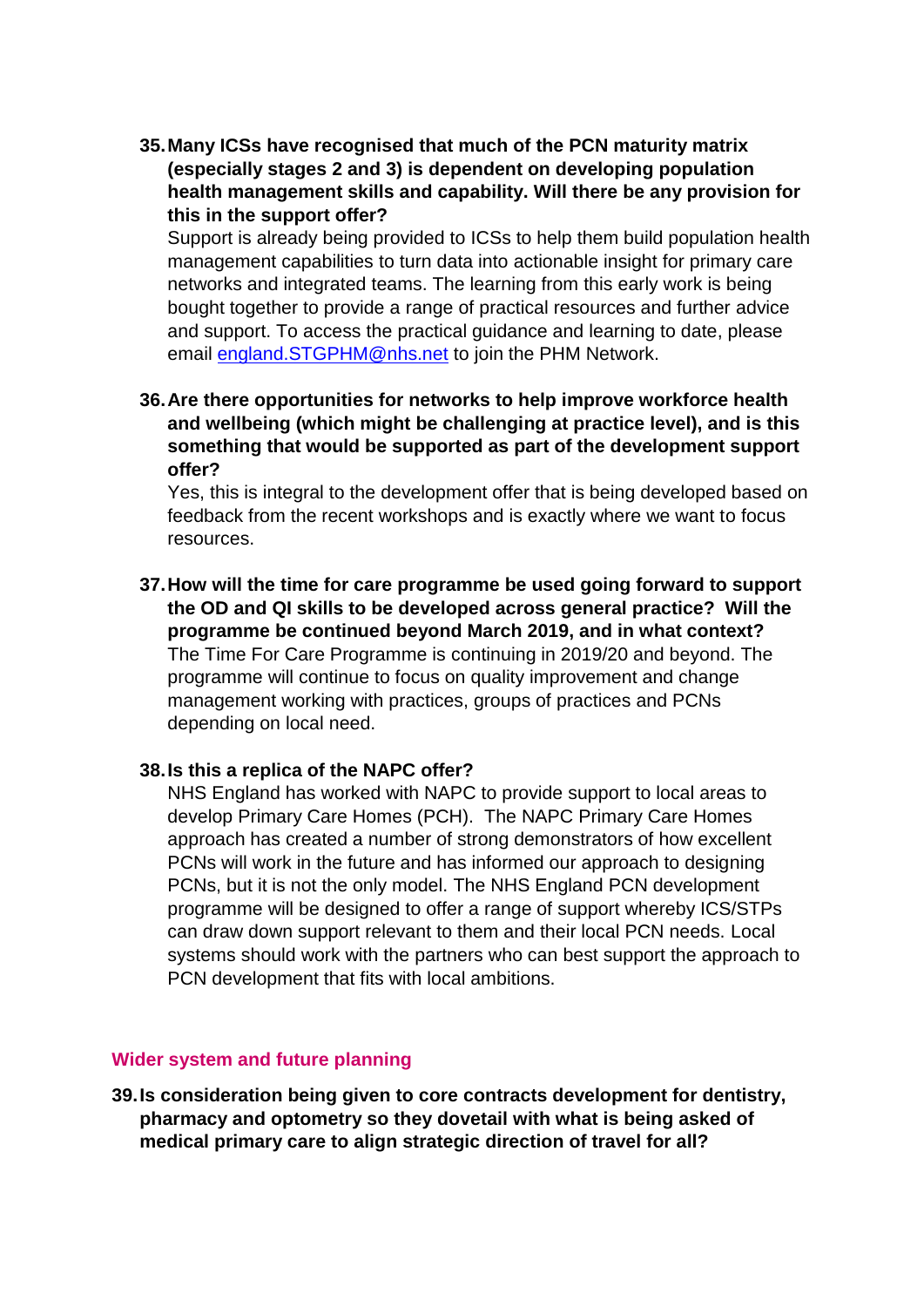**35. Many ICSs have recognised that much of the PCN maturity matrix (especially stages 2 and 3) is dependent on developing population health management skills and capability. Will there be any provision for this in the support offer?**

Support is already being provided to ICSs to help them build population health management capabilities to turn data into actionable insight for primary care networks and integrated teams. The learning from this early work is being bought together to provide a range of practical resources and further advice and support. To access the practical guidance and learning to date, please email [england.STGPHM@nhs.net](mailto:england.STGPHM@nhs.net) to join the PHM Network.

**36. Are there opportunities for networks to help improve workforce health and wellbeing (which might be challenging at practice level), and is this something that would be supported as part of the development support offer?**

Yes, this is integral to the development offer that is being developed based on feedback from the recent workshops and is exactly where we want to focus resources.

**37. How will the time for care programme be used going forward to support the OD and QI skills to be developed across general practice? Will the programme be continued beyond March 2019, and in what context?**

The Time For Care Programme is continuing in 2019/20 and beyond. The programme will continue to focus on quality improvement and change management working with practices, groups of practices and PCNs depending on local need.

**38. Is this a replica of the NAPC offer?**

NHS England has worked with NAPC to provide support to local areas to develop Primary Care Homes (PCH). The NAPC Primary Care Homes approach has created a number of strong demonstrators of how excellent PCNs will work in the future and has informed our approach to designing PCNs, but it is not the only model. The NHS England PCN development programme will be designed to offer a range of support whereby ICS/STPs can draw down support relevant to them and their local PCN needs. Local systems should work with the partners who can best support the approach to PCN development that fits with local ambitions.

## Wider system and future planning

**39. Is consideration being given to core contracts development for dentistry, pharmacy and optometry so they dovetail with what is being asked of medical primary care to align strategic direction of travel for all?**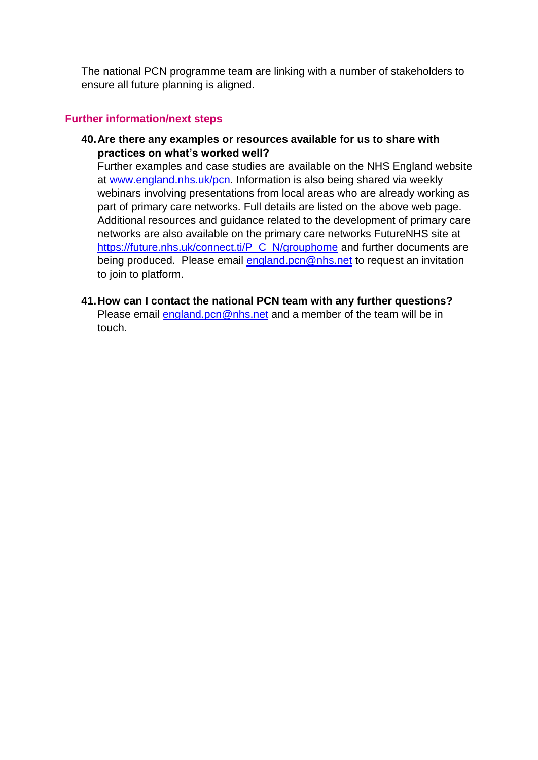The national PCN programme team are linking with a number of stakeholders to ensure all future planning is aligned.

## Further information/next steps

40. **Are there any examples or resources available for us to share with practices on what's worked well?**
    Further examples and case studies are available on the NHS England website at [www.england.nhs.uk/pcn](www.england.nhs.uk/pcn). Information is also being shared via weekly webinars involving presentations from local areas who are already working as part of primary care networks. Full details are listed on the above web page. Additional resources and guidance related to the development of primary care networks are also available on the primary care networks FutureNHS site at [https://future.nhs.uk/connect.ti/P_C_N/grouphome](https://future.nhs.uk/connect.ti/P_C_N/grouphome) and further documents are being produced. Please email [england.pcn@nhs.net](mailto:england.pcn@nhs.net) to request an invitation to join to platform.

41. **How can I contact the national PCN team with any further questions?**
    Please email [england.pcn@nhs.net](mailto:england.pcn@nhs.net) and a member of the team will be in touch.